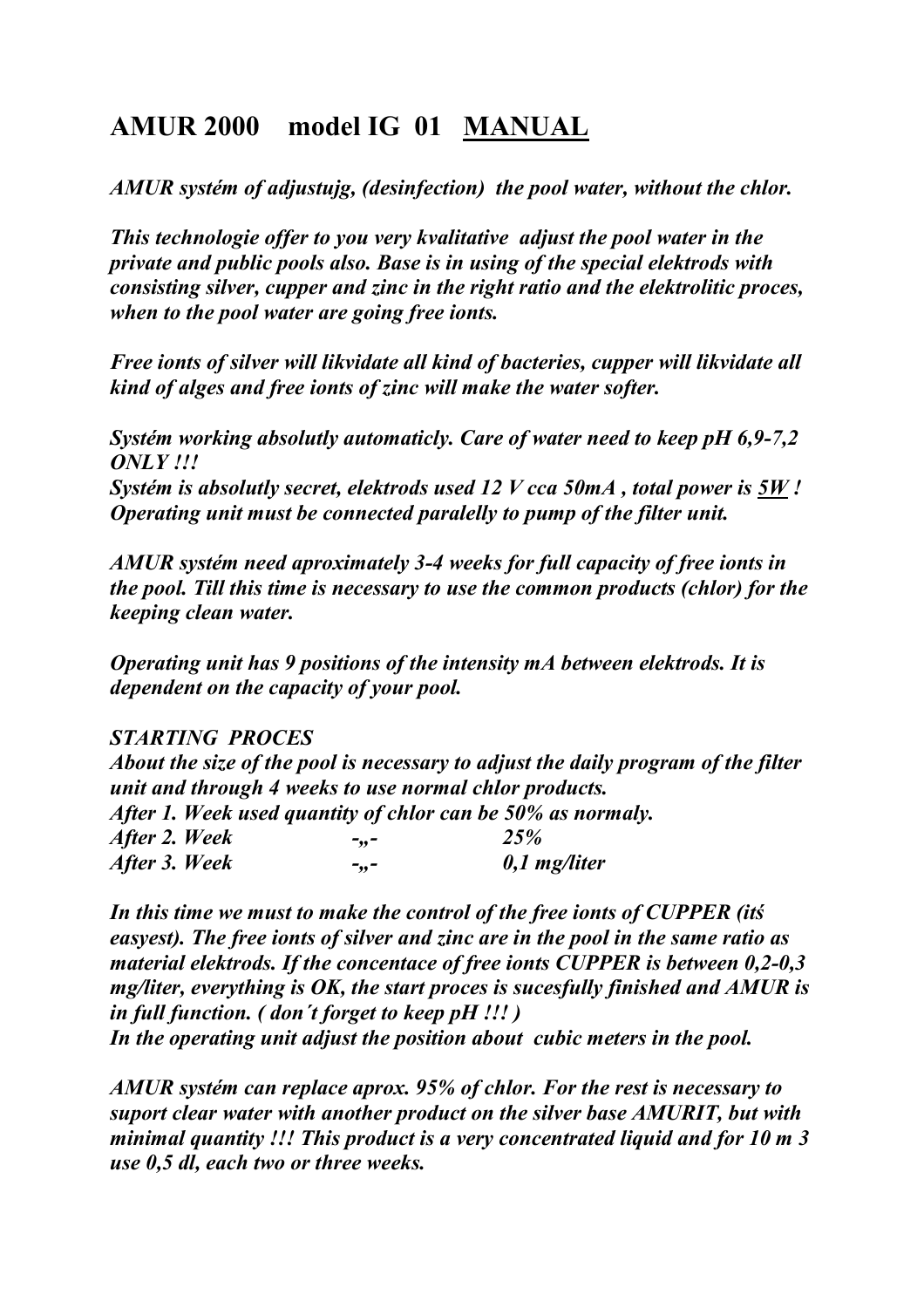# AMUR 2000 model IG 01 <u>MANUAL</u>

***AMUR systém of adjustujg, (desinfection) the pool water, without the chlor.***

***This technologie offer to you very kvalitative adjust the pool water in the private and public pools also. Base is in using of the special elektrods with consisting silver, cupper and zinc in the right ratio and the elektrolitic proces, when to the pool water are going free ionts.***

***Free ionts of silver will likvidate all kind of bacteries, cupper will likvidate all kind of alges and free ionts of zinc will make the water softer.***

***Systém working absolutly automaticly. Care of water need to keep pH 6,9-7,2 ONLY !!!***
***Systém is absolutly secret, elektrods used 12 V cca 50mA , total power is <u>5W</u> ! Operating unit must be connected paralelly to pump of the filter unit.***

***AMUR systém need aproximately 3-4 weeks for full capacity of free ionts in the pool. Till this time is necessary to use the common products (chlor) for the keeping clean water.***

***Operating unit has 9 positions of the intensity mA between elektrods. It is dependent on the capacity of your pool.***

***STARTING PROCES***
***About the size of the pool is necessary to adjust the daily program of the filter unit and through 4 weeks to use normal chlor products.***
***After 1. Week used quantity of chlor can be 50% as normaly.***

| | | |
|---|---|---|
| ***After 2. Week*** | ***-„-*** | ***25%*** |
| ***After 3. Week*** | ***-„-*** | ***0,1 mg/liter*** |

***In this time we must to make the control of the free ionts of CUPPER (itś easyest). The free ionts of silver and zinc are in the pool in the same ratio as material elektrods. If the concentace of free ionts CUPPER is between 0,2-0,3 mg/liter, everything is OK, the start proces is sucesfully finished and AMUR is in full function. ( don´t forget to keep pH !!! )***
***In the operating unit adjust the position about cubic meters in the pool.***

***AMUR systém can replace aprox. 95% of chlor. For the rest is necessary to suport clear water with another product on the silver base AMURIT, but with minimal quantity !!! This product is a very concentrated liquid and for 10 m 3 use 0,5 dl, each two or three weeks.***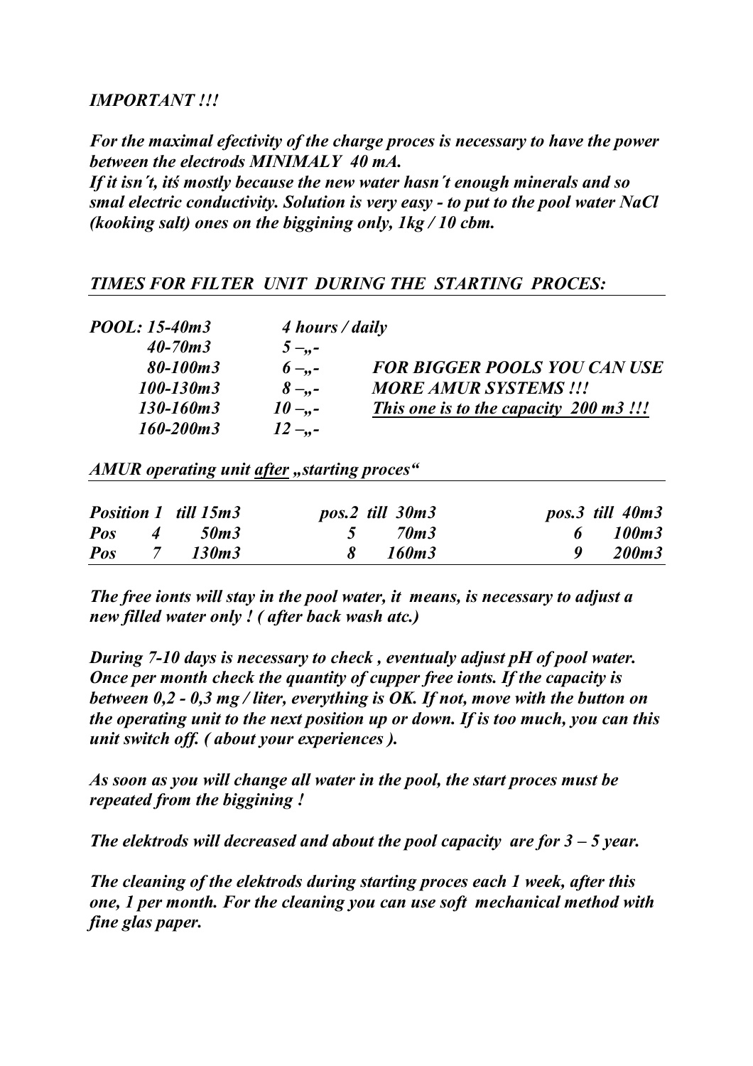***IMPORTANT !!!***

***For the maximal efectivity of the charge proces is necessary to have the power between the electrods MINIMALY 40 mA.***
***If it isn´t, itś mostly because the new water hasn´t enough minerals and so smal electric conductivity. Solution is very easy - to put to the pool water NaCl (kooking salt) ones on the biggining only, 1kg / 10 cbm.***

***TIMES FOR FILTER UNIT DURING THE STARTING PROCES:***

| | | |
|---|---|---|
| ***POOL: 15-40m3*** | ***4 hours / daily*** | |
| ***40-70m3*** | ***5 –„-*** | |
| ***80-100m3*** | ***6 –„-*** | ***FOR BIGGER POOLS YOU CAN USE*** |
| ***100-130m3*** | ***8 –„-*** | ***MORE AMUR SYSTEMS !!!*** |
| ***130-160m3*** | ***10 –„-*** | ***This one is to the capacity 200 m3 !!!*** |
| ***160-200m3*** | ***12 –„-*** | |

***AMUR operating unit after „starting proces“***

| | | | | | |
|---|---|---|---|---|---|
| ***Position 1*** | ***till 15m3*** | ***pos.2*** | ***till 30m3*** | ***pos.3*** | ***till 40m3*** |
| ***Pos 4*** | ***50m3*** | ***5*** | ***70m3*** | ***6*** | ***100m3*** |
| ***Pos 7*** | ***130m3*** | ***8*** | ***160m3*** | ***9*** | ***200m3*** |

***The free ionts will stay in the pool water, it means, is necessary to adjust a new filled water only ! ( after back wash atc.)***

***During 7-10 days is necessary to check , eventualy adjust pH of pool water. Once per month check the quantity of cupper free ionts. If the capacity is between 0,2 - 0,3 mg / liter, everything is OK. If not, move with the button on the operating unit to the next position up or down. If is too much, you can this unit switch off. ( about your experiences ).***

***As soon as you will change all water in the pool, the start proces must be repeated from the biggining !***

***The elektrods will decreased and about the pool capacity are for 3 – 5 year.***

***The cleaning of the elektrods during starting proces each 1 week, after this one, 1 per month. For the cleaning you can use soft mechanical method with fine glas paper.***